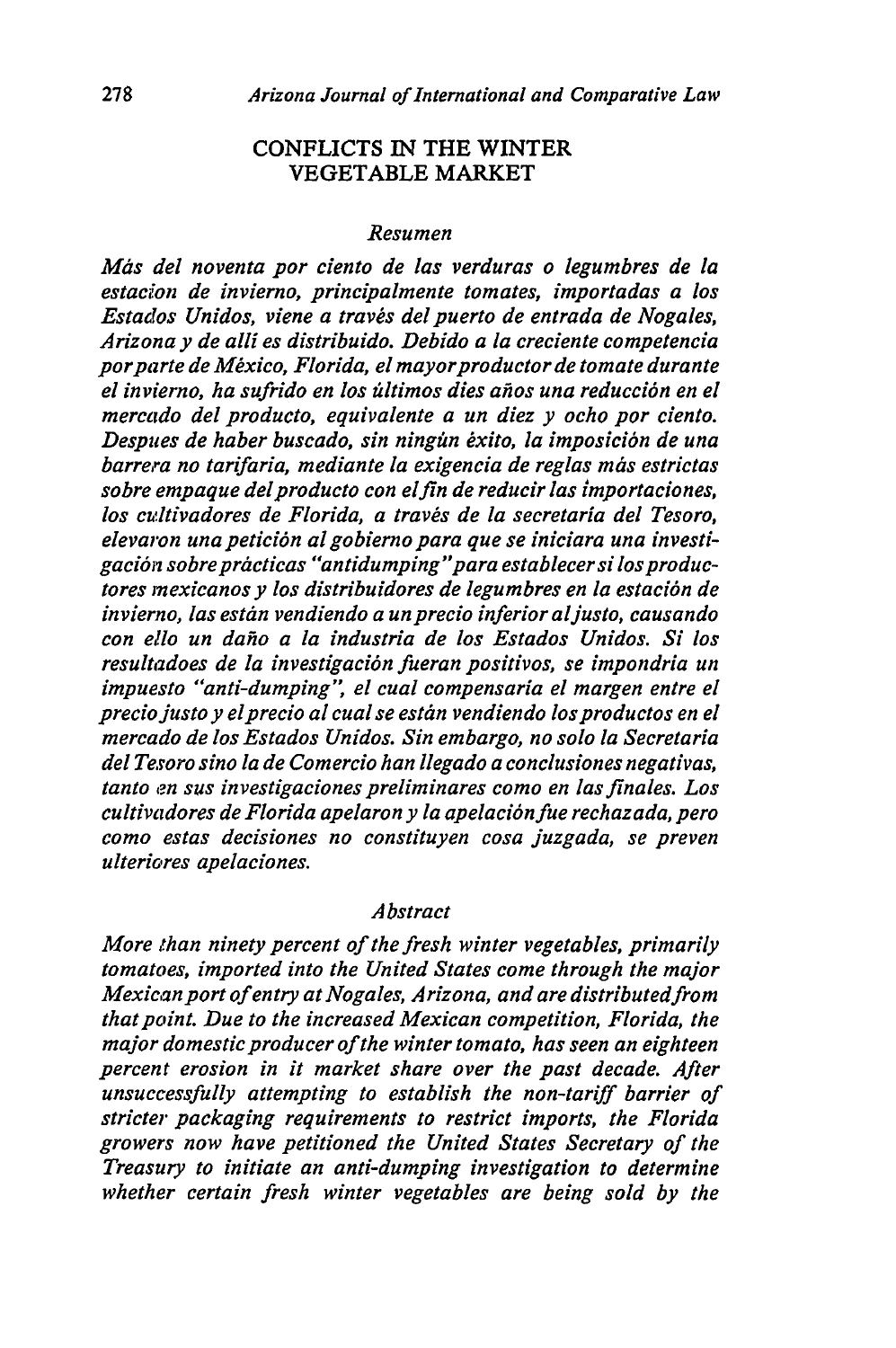# CONFLICTS IN THE WINTER VEGETABLE MARKET

## *Resumen*

*Más del noventa por ciento de las verduras o legumbres de la estacion de invierno, principalmente tomates, importadas a los Estados Unidos, viene a través del puerto de entrada de Nogales, Arizona y de allí es distribuido. Debido a la creciente competencia por parte de México, Florida, el mayor productor de tomate durante el invierno, ha sufrido en los últimos dies años una reducción en el mercado del producto, equivalente a un diez y ocho por ciento. Despues de haber buscado, sin ningùn èxito, la imposición de una barrera no tarifaria, mediante la exigencia de reglas más estrictas sobre empaque del producto con el fin de reducir las importaciones, los cultivadores de Florida, a través de la secretaría del Tesoro, elevaron una petición al gobierno para que se iniciara una investigación sobre prácticas "antidumping" para establecer si los productores mexicanos y los distribuidores de legumbres en la estación de invierno, las están vendiendo a un precio inferior al justo, causando con ello un daño a la industria de los Estados Unidos. Si los resultadoes de la investigación fueran positivos, se impondria un impuesto "anti-dumping", el cual compensaria el margen entre el precio justo y el precio al cual se están vendiendo los productos en el mercado de los Estados Unidos. Sin embargo, no solo la Secretaria del Tesoro sino la de Comercio han llegado a conclusiones negativas, tanto en sus investigaciones preliminares como en las finales. Los cultivadores de Florida apelaron y la apelación fue rechazada, pero como estas decisiones no constituyen cosa juzgada, se preven ulteriores apelaciones.*

## *Abstract*

*More than ninety percent of the fresh winter vegetables, primarily tomatoes, imported into the United States come through the major Mexican port of entry at Nogales, Arizona, and are distributed from that point. Due to the increased Mexican competition, Florida, the major domestic producer of the winter tomato, has seen an eighteen percent erosion in it market share over the past decade. After unsuccessfully attempting to establish the non-tariff barrier of stricter packaging requirements to restrict imports, the Florida growers now have petitioned the United States Secretary of the Treasury to initiate an anti-dumping investigation to determine whether certain fresh winter vegetables are being sold by the*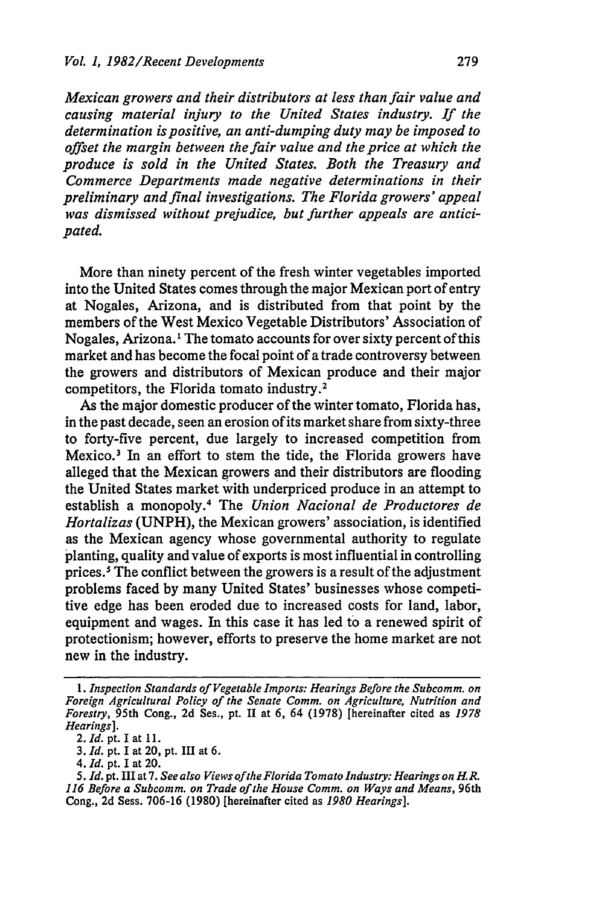*Mexican growers and their distributors at less than fair value and causing material injury to the United States industry. If the determination is positive, an anti-dumping duty may be imposed to offset the margin between the fair value and the price at which the produce is sold in the United States. Both the Treasury and Commerce Departments made negative determinations in their preliminary and final investigations. The Florida growers' appeal was dismissed without prejudice, but further appeals are anticipated.*

More than ninety percent of the fresh winter vegetables imported into the United States comes through the major Mexican port of entry at Nogales, Arizona, and is distributed from that point by the members of the West Mexico Vegetable Distributors' Association of Nogales, Arizona.[1] The tomato accounts for over sixty percent of this market and has become the focal point of a trade controversy between the growers and distributors of Mexican produce and their major competitors, the Florida tomato industry.[2]

As the major domestic producer of the winter tomato, Florida has, in the past decade, seen an erosion of its market share from sixty-three to forty-five percent, due largely to increased competition from Mexico.[3] In an effort to stem the tide, the Florida growers have alleged that the Mexican growers and their distributors are flooding the United States market with underpriced produce in an attempt to establish a monopoly.[4] The *Union Nacional de Productores de Hortalizas* (UNPH), the Mexican growers' association, is identified as the Mexican agency whose governmental authority to regulate planting, quality and value of exports is most influential in controlling prices.[5] The conflict between the growers is a result of the adjustment problems faced by many United States' businesses whose competitive edge has been eroded due to increased costs for land, labor, equipment and wages. In this case it has led to a renewed spirit of protectionism; however, efforts to preserve the home market are not new in the industry.

---

1. *Inspection Standards of Vegetable Imports: Hearings Before the Subcomm. on Foreign Agricultural Policy of the Senate Comm. on Agriculture, Nutrition and Forestry*, 95th Cong., 2d Ses., pt. II at 6, 64 (1978) [hereinafter cited as *1978 Hearings*].

2. *Id.* pt. I at 11.

3. *Id.* pt. I at 20, pt. III at 6.

4. *Id.* pt. I at 20.

5. *Id.* pt. III at 7. *See also Views of the Florida Tomato Industry: Hearings on H.R. 116 Before a Subcomm. on Trade of the House Comm. on Ways and Means*, 96th Cong., 2d Sess. 706-16 (1980) [hereinafter cited as *1980 Hearings*].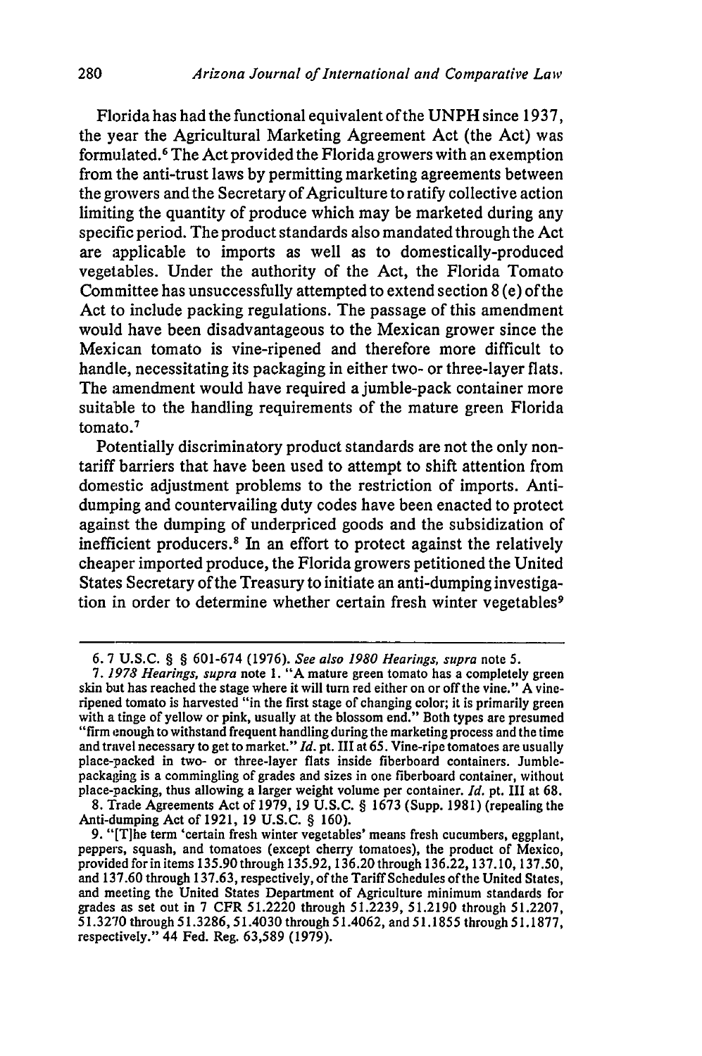Florida has had the functional equivalent of the UNPH since 1937, the year the Agricultural Marketing Agreement Act (the Act) was formulated.[6] The Act provided the Florida growers with an exemption from the anti-trust laws by permitting marketing agreements between the growers and the Secretary of Agriculture to ratify collective action limiting the quantity of produce which may be marketed during any specific period. The product standards also mandated through the Act are applicable to imports as well as to domestically-produced vegetables. Under the authority of the Act, the Florida Tomato Committee has unsuccessfully attempted to extend section 8 (e) of the Act to include packing regulations. The passage of this amendment would have been disadvantageous to the Mexican grower since the Mexican tomato is vine-ripened and therefore more difficult to handle, necessitating its packaging in either two- or three-layer flats. The amendment would have required a jumble-pack container more suitable to the handling requirements of the mature green Florida tomato.[7]

Potentially discriminatory product standards are not the only non-tariff barriers that have been used to attempt to shift attention from domestic adjustment problems to the restriction of imports. Anti-dumping and countervailing duty codes have been enacted to protect against the dumping of underpriced goods and the subsidization of inefficient producers.[8] In an effort to protect against the relatively cheaper imported produce, the Florida growers petitioned the United States Secretary of the Treasury to initiate an anti-dumping investigation in order to determine whether certain fresh winter vegetables[9]

---

6. 7 U.S.C. § § 601-674 (1976). *See also 1980 Hearings, supra* note 5.

7. *1978 Hearings, supra* note 1. "A mature green tomato has a completely green skin but has reached the stage where it will turn red either on or off the vine." A vine-ripened tomato is harvested "in the first stage of changing color; it is primarily green with a tinge of yellow or pink, usually at the blossom end." Both types are presumed "firm enough to withstand frequent handling during the marketing process and the time and travel necessary to get to market." *Id.* pt. III at 65. Vine-ripe tomatoes are usually place-packed in two- or three-layer flats inside fiberboard containers. Jumble-packaging is a commingling of grades and sizes in one fiberboard container, without place-packing, thus allowing a larger weight volume per container. *Id.* pt. III at 68.

8. Trade Agreements Act of 1979, 19 U.S.C. § 1673 (Supp. 1981) (repealing the Anti-dumping Act of 1921, 19 U.S.C. § 160).

9. "[T]he term 'certain fresh winter vegetables' means fresh cucumbers, eggplant, peppers, squash, and tomatoes (except cherry tomatoes), the product of Mexico, provided for in items 135.90 through 135.92, 136.20 through 136.22, 137.10, 137.50, and 137.60 through 137.63, respectively, of the Tariff Schedules of the United States, and meeting the United States Department of Agriculture minimum standards for grades as set out in 7 CFR 51.2220 through 51.2239, 51.2190 through 51.2207, 51.3270 through 51.3286, 51.4030 through 51.4062, and 51.1855 through 51.1877, respectively." 44 Fed. Reg. 63,589 (1979).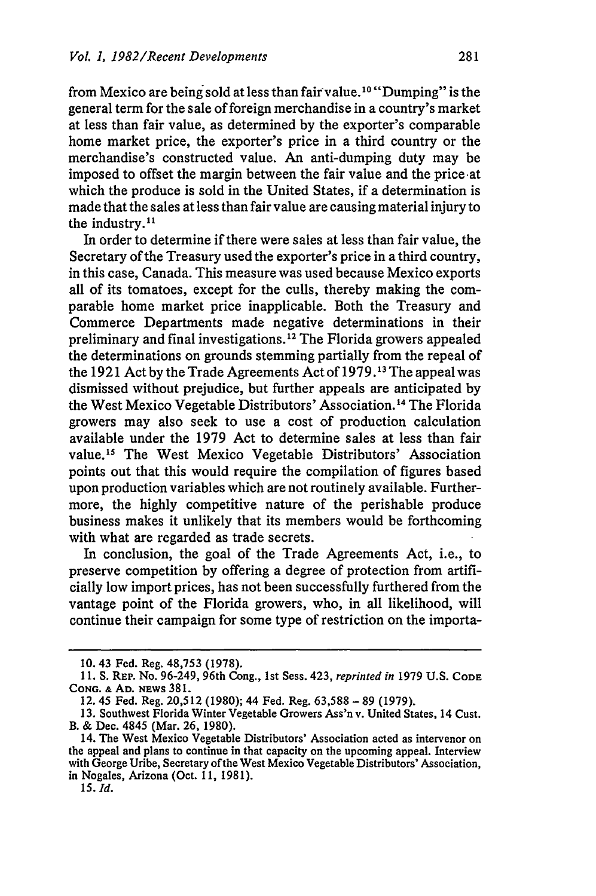from Mexico are being sold at less than fair value.[10] "Dumping" is the general term for the sale of foreign merchandise in a country's market at less than fair value, as determined by the exporter's comparable home market price, the exporter's price in a third country or the merchandise's constructed value. An anti-dumping duty may be imposed to offset the margin between the fair value and the price at which the produce is sold in the United States, if a determination is made that the sales at less than fair value are causing material injury to the industry.[11]

In order to determine if there were sales at less than fair value, the Secretary of the Treasury used the exporter's price in a third country, in this case, Canada. This measure was used because Mexico exports all of its tomatoes, except for the culls, thereby making the comparable home market price inapplicable. Both the Treasury and Commerce Departments made negative determinations in their preliminary and final investigations.[12] The Florida growers appealed the determinations on grounds stemming partially from the repeal of the 1921 Act by the Trade Agreements Act of 1979.[13] The appeal was dismissed without prejudice, but further appeals are anticipated by the West Mexico Vegetable Distributors' Association.[14] The Florida growers may also seek to use a cost of production calculation available under the 1979 Act to determine sales at less than fair value.[15] The West Mexico Vegetable Distributors' Association points out that this would require the compilation of figures based upon production variables which are not routinely available. Furthermore, the highly competitive nature of the perishable produce business makes it unlikely that its members would be forthcoming with what are regarded as trade secrets.

In conclusion, the goal of the Trade Agreements Act, i.e., to preserve competition by offering a degree of protection from artificially low import prices, has not been successfully furthered from the vantage point of the Florida growers, who, in all likelihood, will continue their campaign for some type of restriction on the importa-

---

10. 43 Fed. Reg. 48,753 (1978).

11. S. REP. No. 96-249, 96th Cong., 1st Sess. 423, *reprinted in* 1979 U.S. CODE CONG. & AD. NEWS 381.

12. 45 Fed. Reg. 20,512 (1980); 44 Fed. Reg. 63,588 – 89 (1979).

13. Southwest Florida Winter Vegetable Growers Ass'n v. United States, 14 Cust. B. & Dec. 4845 (Mar. 26, 1980).

14. The West Mexico Vegetable Distributors' Association acted as intervenor on the appeal and plans to continue in that capacity on the upcoming appeal. Interview with George Uribe, Secretary of the West Mexico Vegetable Distributors' Association, in Nogales, Arizona (Oct. 11, 1981).

15. *Id.*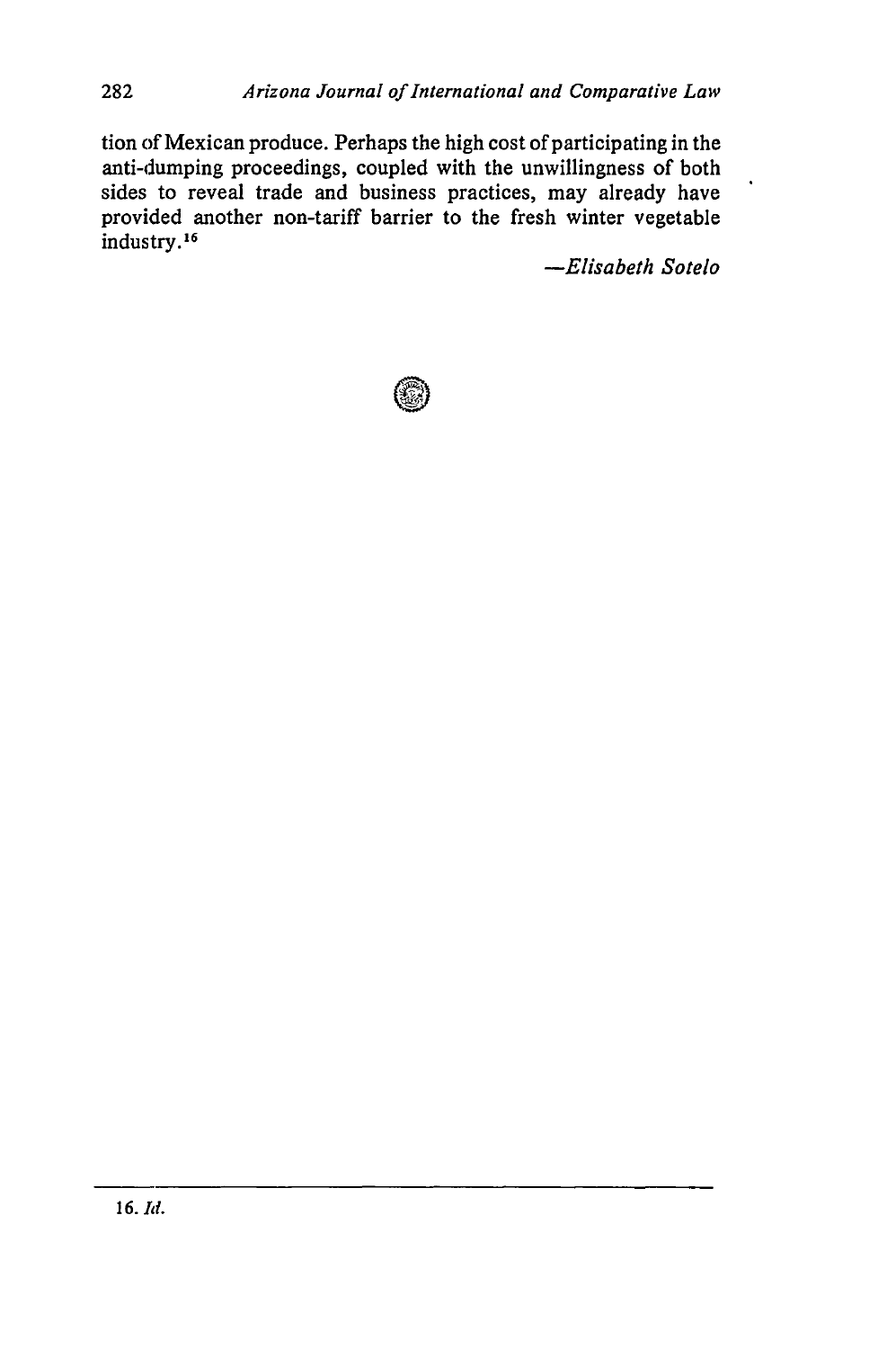tion of Mexican produce. Perhaps the high cost of participating in the anti-dumping proceedings, coupled with the unwillingness of both sides to reveal trade and business practices, may already have provided another non-tariff barrier to the fresh winter vegetable industry.[16]

—*Elisabeth Sotelo*

---

16. *Id.*